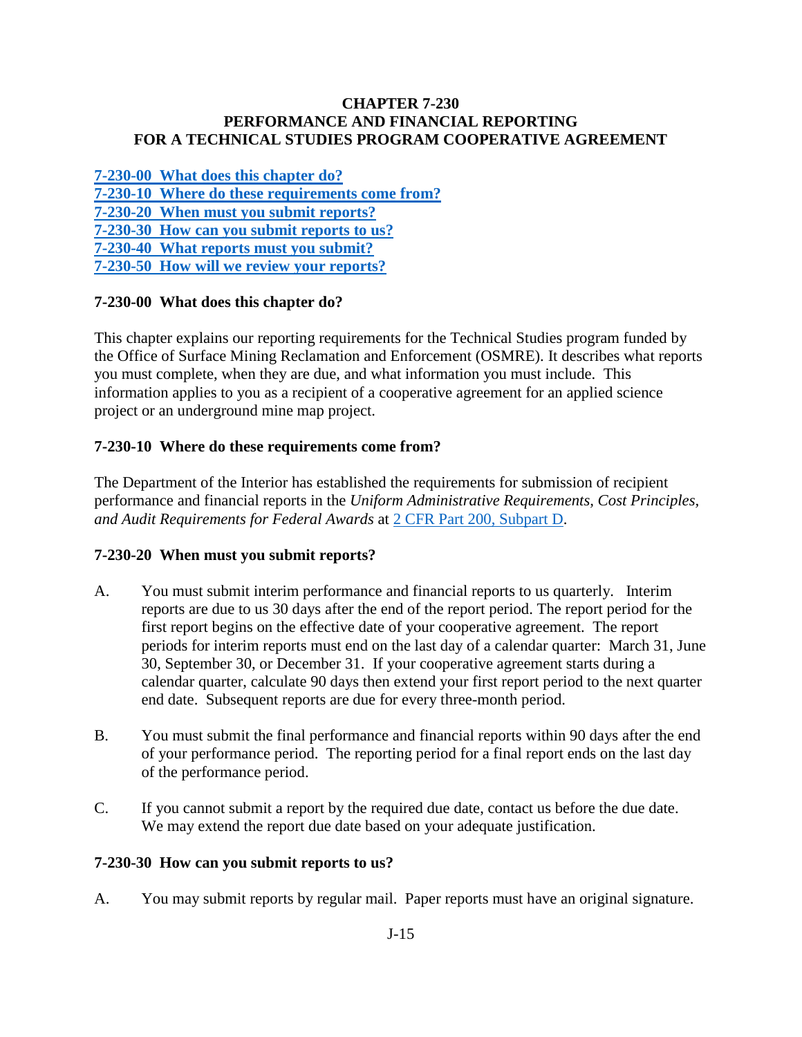# CHAPTER 7-230
# PERFORMANCE AND FINANCIAL REPORTING FOR A TECHNICAL STUDIES PROGRAM COOPERATIVE AGREEMENT

[7-230-00 What does this chapter do?](#)
[7-230-10 Where do these requirements come from?](#)
[7-230-20 When must you submit reports?](#)
[7-230-30 How can you submit reports to us?](#)
[7-230-40 What reports must you submit?](#)
[7-230-50 How will we review your reports?](#)

## 7-230-00 What does this chapter do?

This chapter explains our reporting requirements for the Technical Studies program funded by the Office of Surface Mining Reclamation and Enforcement (OSMRE). It describes what reports you must complete, when they are due, and what information you must include. This information applies to you as a recipient of a cooperative agreement for an applied science project or an underground mine map project.

## 7-230-10 Where do these requirements come from?

The Department of the Interior has established the requirements for submission of recipient performance and financial reports in the *Uniform Administrative Requirements, Cost Principles, and Audit Requirements for Federal Awards* at [2 CFR Part 200, Subpart D](#).

## 7-230-20 When must you submit reports?

A. You must submit interim performance and financial reports to us quarterly. Interim reports are due to us 30 days after the end of the report period. The report period for the first report begins on the effective date of your cooperative agreement. The report periods for interim reports must end on the last day of a calendar quarter: March 31, June 30, September 30, or December 31. If your cooperative agreement starts during a calendar quarter, calculate 90 days then extend your first report period to the next quarter end date. Subsequent reports are due for every three-month period.

B. You must submit the final performance and financial reports within 90 days after the end of your performance period. The reporting period for a final report ends on the last day of the performance period.

C. If you cannot submit a report by the required due date, contact us before the due date. We may extend the report due date based on your adequate justification.

## 7-230-30 How can you submit reports to us?

A. You may submit reports by regular mail. Paper reports must have an original signature.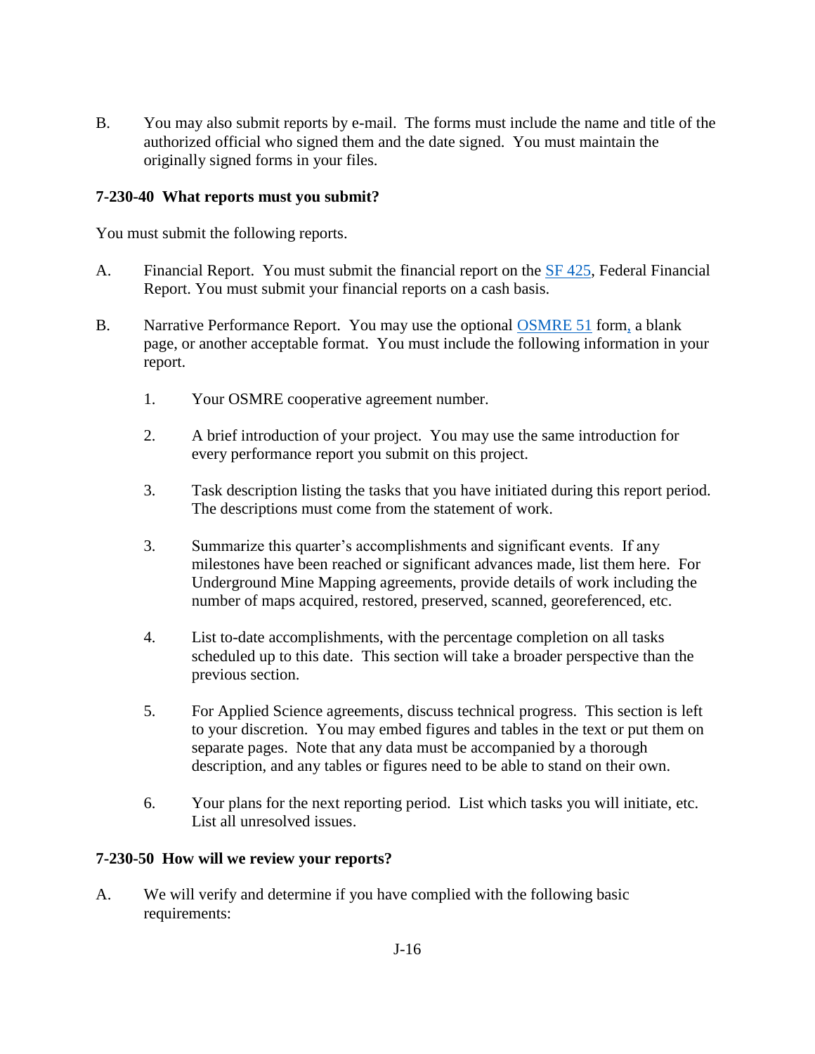B. You may also submit reports by e-mail. The forms must include the name and title of the authorized official who signed them and the date signed. You must maintain the originally signed forms in your files.

**7-230-40 What reports must you submit?**

You must submit the following reports.

A. Financial Report. You must submit the financial report on the SF 425, Federal Financial Report. You must submit your financial reports on a cash basis.

B. Narrative Performance Report. You may use the optional OSMRE 51 form, a blank page, or another acceptable format. You must include the following information in your report.

   1. Your OSMRE cooperative agreement number.

   2. A brief introduction of your project. You may use the same introduction for every performance report you submit on this project.

   3. Task description listing the tasks that you have initiated during this report period. The descriptions must come from the statement of work.

   3. Summarize this quarter's accomplishments and significant events. If any milestones have been reached or significant advances made, list them here. For Underground Mine Mapping agreements, provide details of work including the number of maps acquired, restored, preserved, scanned, georeferenced, etc.

   4. List to-date accomplishments, with the percentage completion on all tasks scheduled up to this date. This section will take a broader perspective than the previous section.

   5. For Applied Science agreements, discuss technical progress. This section is left to your discretion. You may embed figures and tables in the text or put them on separate pages. Note that any data must be accompanied by a thorough description, and any tables or figures need to be able to stand on their own.

   6. Your plans for the next reporting period. List which tasks you will initiate, etc. List all unresolved issues.

**7-230-50 How will we review your reports?**

A. We will verify and determine if you have complied with the following basic requirements: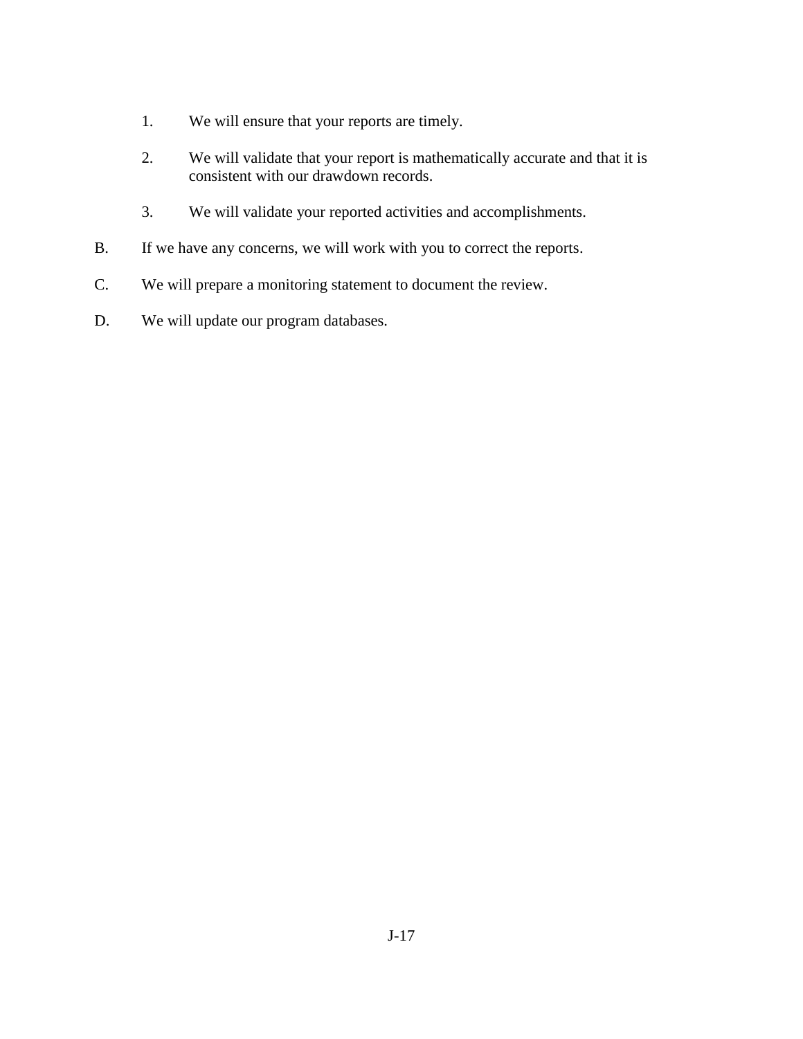1. We will ensure that your reports are timely.

2. We will validate that your report is mathematically accurate and that it is consistent with our drawdown records.

3. We will validate your reported activities and accomplishments.

B. If we have any concerns, we will work with you to correct the reports.

C. We will prepare a monitoring statement to document the review.

D. We will update our program databases.